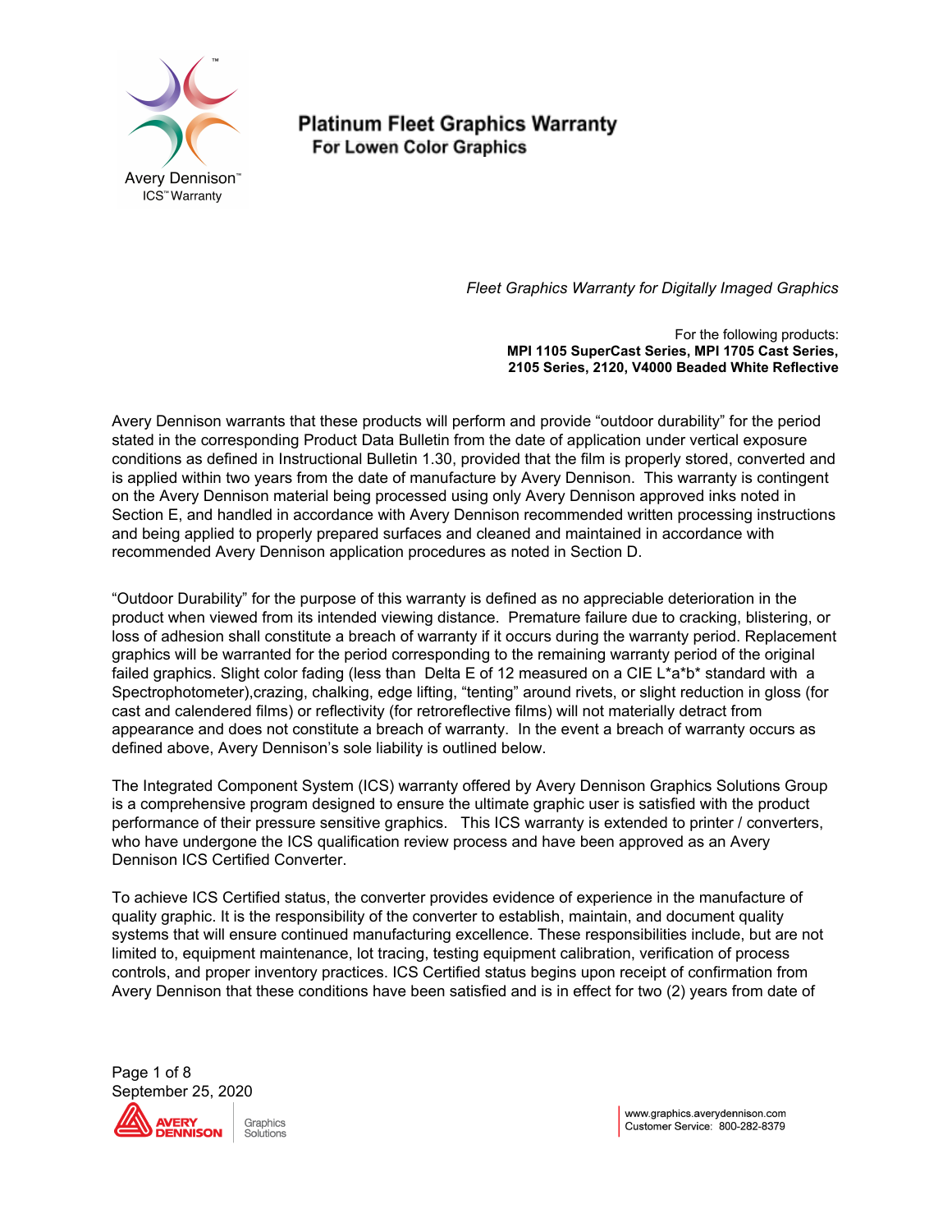Avery Dennison™
ICS™ Warranty

# Platinum Fleet Graphics Warranty

## For Lowen Color Graphics

*Fleet Graphics Warranty for Digitally Imaged Graphics*

For the following products:
**MPI 1105 SuperCast Series, MPI 1705 Cast Series, 2105 Series, 2120, V4000 Beaded White Reflective**

Avery Dennison warrants that these products will perform and provide "outdoor durability" for the period stated in the corresponding Product Data Bulletin from the date of application under vertical exposure conditions as defined in Instructional Bulletin 1.30, provided that the film is properly stored, converted and is applied within two years from the date of manufacture by Avery Dennison. This warranty is contingent on the Avery Dennison material being processed using only Avery Dennison approved inks noted in Section E, and handled in accordance with Avery Dennison recommended written processing instructions and being applied to properly prepared surfaces and cleaned and maintained in accordance with recommended Avery Dennison application procedures as noted in Section D.

"Outdoor Durability" for the purpose of this warranty is defined as no appreciable deterioration in the product when viewed from its intended viewing distance. Premature failure due to cracking, blistering, or loss of adhesion shall constitute a breach of warranty if it occurs during the warranty period. Replacement graphics will be warranted for the period corresponding to the remaining warranty period of the original failed graphics. Slight color fading (less than Delta E of 12 measured on a CIE L*a*b* standard with a Spectrophotometer),crazing, chalking, edge lifting, "tenting" around rivets, or slight reduction in gloss (for cast and calendered films) or reflectivity (for retroreflective films) will not materially detract from appearance and does not constitute a breach of warranty. In the event a breach of warranty occurs as defined above, Avery Dennison's sole liability is outlined below.

The Integrated Component System (ICS) warranty offered by Avery Dennison Graphics Solutions Group is a comprehensive program designed to ensure the ultimate graphic user is satisfied with the product performance of their pressure sensitive graphics. This ICS warranty is extended to printer / converters, who have undergone the ICS qualification review process and have been approved as an Avery Dennison ICS Certified Converter.

To achieve ICS Certified status, the converter provides evidence of experience in the manufacture of quality graphic. It is the responsibility of the converter to establish, maintain, and document quality systems that will ensure continued manufacturing excellence. These responsibilities include, but are not limited to, equipment maintenance, lot tracing, testing equipment calibration, verification of process controls, and proper inventory practices. ICS Certified status begins upon receipt of confirmation from Avery Dennison that these conditions have been satisfied and is in effect for two (2) years from date of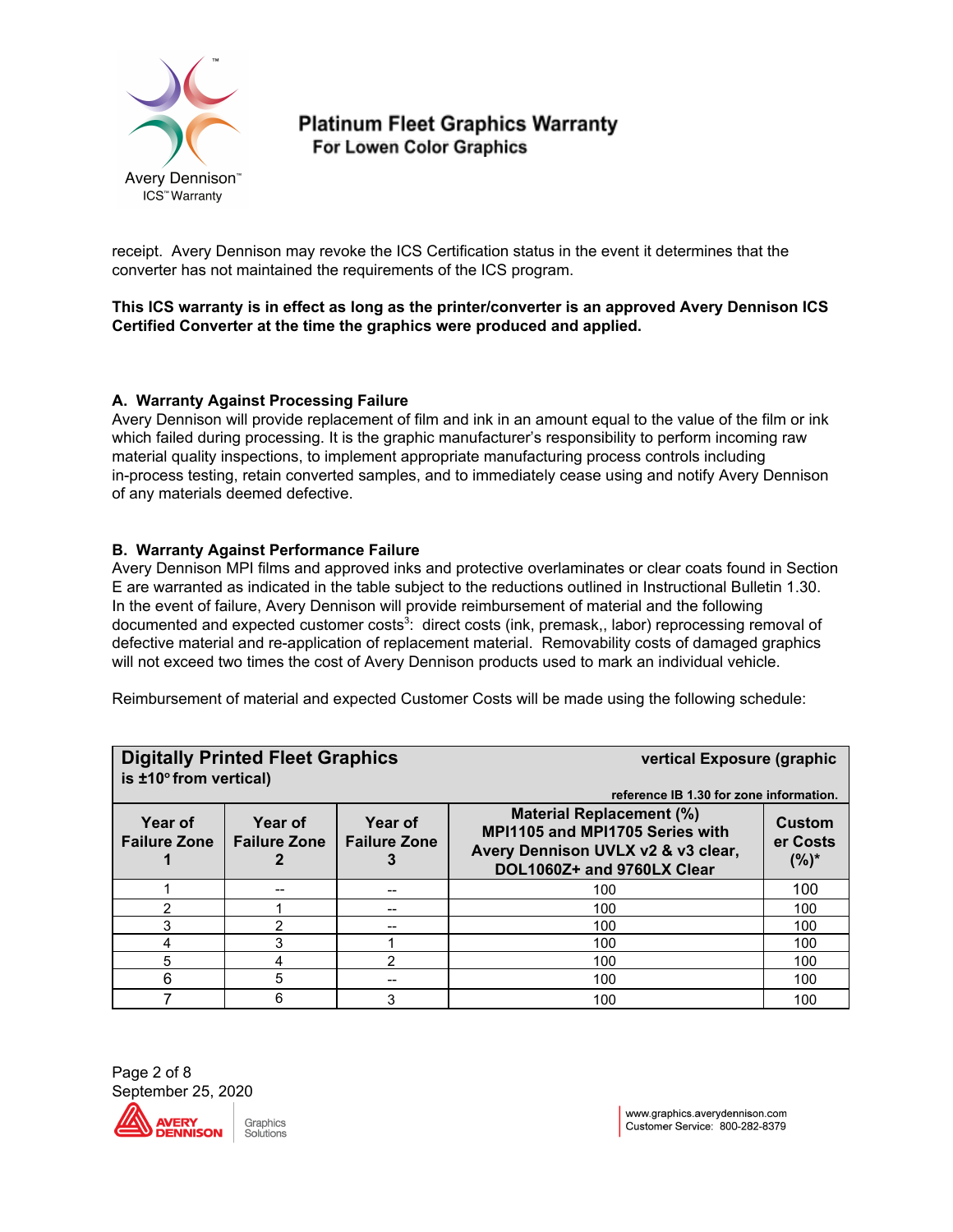receipt. Avery Dennison may revoke the ICS Certification status in the event it determines that the converter has not maintained the requirements of the ICS program.

**This ICS warranty is in effect as long as the printer/converter is an approved Avery Dennison ICS Certified Converter at the time the graphics were produced and applied.**

### A. Warranty Against Processing Failure

Avery Dennison will provide replacement of film and ink in an amount equal to the value of the film or ink which failed during processing. It is the graphic manufacturer's responsibility to perform incoming raw material quality inspections, to implement appropriate manufacturing process controls including in-process testing, retain converted samples, and to immediately cease using and notify Avery Dennison of any materials deemed defective.

### B. Warranty Against Performance Failure

Avery Dennison MPI films and approved inks and protective overlaminates or clear coats found in Section E are warranted as indicated in the table subject to the reductions outlined in Instructional Bulletin 1.30. In the event of failure, Avery Dennison will provide reimbursement of material and the following documented and expected customer costs[3]: direct costs (ink, premask,, labor) reprocessing removal of defective material and re-application of replacement material. Removability costs of damaged graphics will not exceed two times the cost of Avery Dennison products used to mark an individual vehicle.

Reimbursement of material and expected Customer Costs will be made using the following schedule:

| **Digitally Printed Fleet Graphics** vertical Exposure (graphic is ±10° from vertical) — reference IB 1.30 for zone information. | | | | |
|---|---|---|---|---|
| **Year of Failure Zone 1** | **Year of Failure Zone 2** | **Year of Failure Zone 3** | **Material Replacement (%) MPI1105 and MPI1705 Series with Avery Dennison UVLX v2 & v3 clear, DOL1060Z+ and 9760LX Clear** | **Customer Costs (%)*** |
| 1 | -- | -- | 100 | 100 |
| 2 | 1 | -- | 100 | 100 |
| 3 | 2 | -- | 100 | 100 |
| 4 | 3 | 1 | 100 | 100 |
| 5 | 4 | 2 | 100 | 100 |
| 6 | 5 | -- | 100 | 100 |
| 7 | 6 | 3 | 100 | 100 |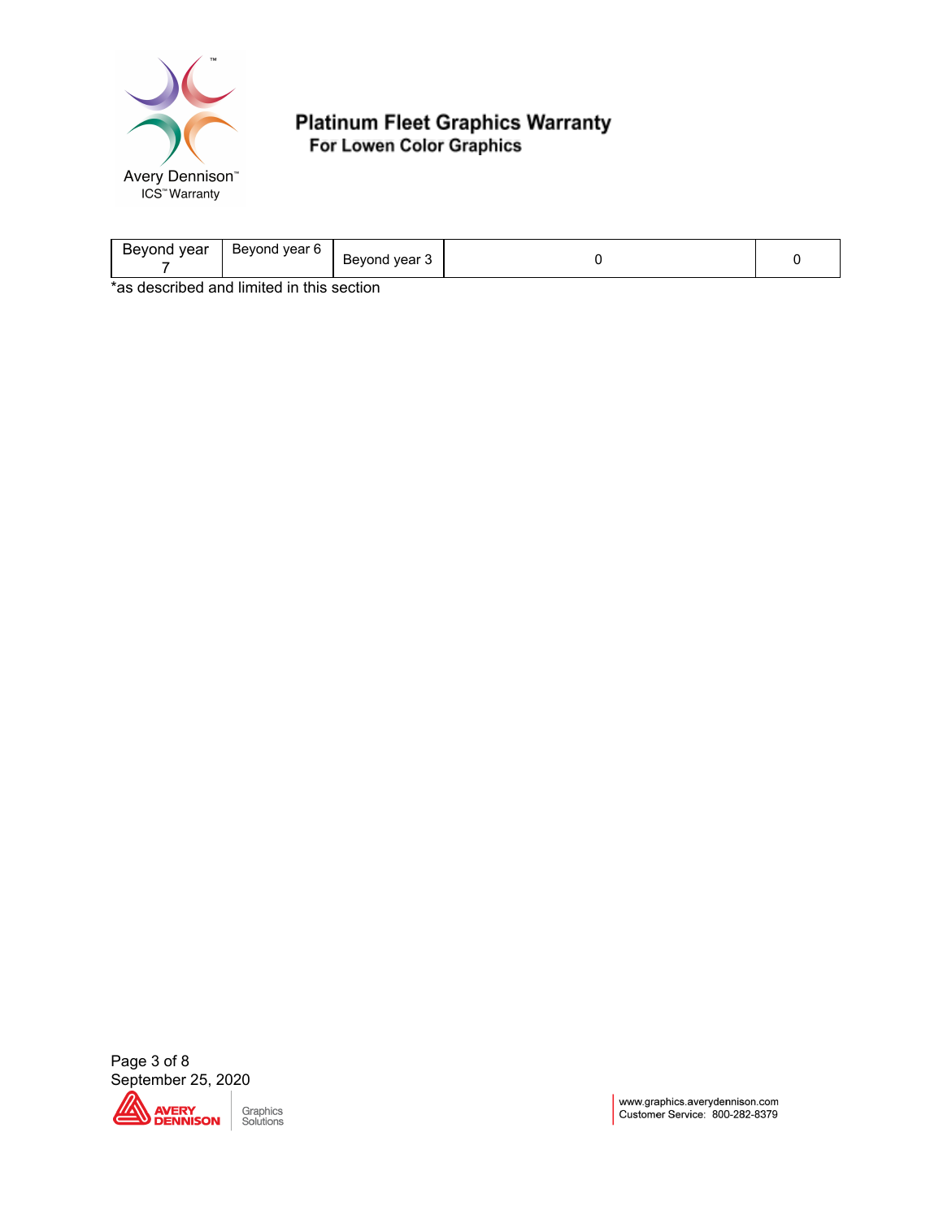# Platinum Fleet Graphics Warranty

## For Lowen Color Graphics

| | | | | |
|---|---|---|---|---|
| Beyond year 7 | Beyond year 6 | Beyond year 3 | 0 | 0 |

*as described and limited in this section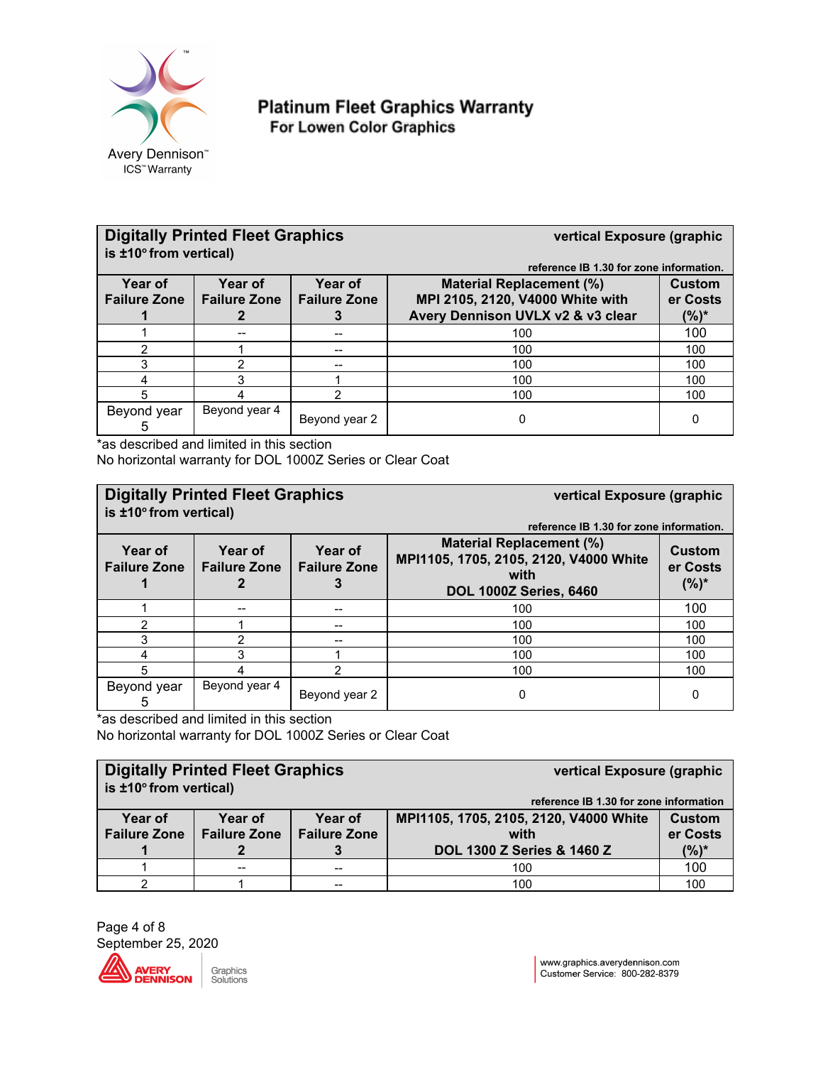# Platinum Fleet Graphics Warranty
## For Lowen Color Graphics

| **Digitally Printed Fleet Graphics** vertical Exposure (graphic is ±10° from vertical) reference IB 1.30 for zone information. | | | | |
|---|---|---|---|---|
| **Year of Failure Zone 1** | **Year of Failure Zone 2** | **Year of Failure Zone 3** | **Material Replacement (%) MPI 2105, 2120, V4000 White with Avery Dennison UVLX v2 & v3 clear** | **Customer Costs (%)*** |
| 1 | -- | -- | 100 | 100 |
| 2 | 1 | -- | 100 | 100 |
| 3 | 2 | -- | 100 | 100 |
| 4 | 3 | 1 | 100 | 100 |
| 5 | 4 | 2 | 100 | 100 |
| Beyond year 5 | Beyond year 4 | Beyond year 2 | 0 | 0 |

*as described and limited in this section

No horizontal warranty for DOL 1000Z Series or Clear Coat

| **Digitally Printed Fleet Graphics** vertical Exposure (graphic is ±10° from vertical) reference IB 1.30 for zone information. | | | | |
|---|---|---|---|---|
| **Year of Failure Zone 1** | **Year of Failure Zone 2** | **Year of Failure Zone 3** | **Material Replacement (%) MPI1105, 1705, 2105, 2120, V4000 White with DOL 1000Z Series, 6460** | **Customer Costs (%)*** |
| 1 | -- | -- | 100 | 100 |
| 2 | 1 | -- | 100 | 100 |
| 3 | 2 | -- | 100 | 100 |
| 4 | 3 | 1 | 100 | 100 |
| 5 | 4 | 2 | 100 | 100 |
| Beyond year 5 | Beyond year 4 | Beyond year 2 | 0 | 0 |

*as described and limited in this section

No horizontal warranty for DOL 1000Z Series or Clear Coat

| **Digitally Printed Fleet Graphics** vertical Exposure (graphic is ±10° from vertical) reference IB 1.30 for zone information | | | | |
|---|---|---|---|---|
| **Year of Failure Zone 1** | **Year of Failure Zone 2** | **Year of Failure Zone 3** | **MPI1105, 1705, 2105, 2120, V4000 White with DOL 1300 Z Series & 1460 Z** | **Customer Costs (%)*** |
| 1 | -- | -- | 100 | 100 |
| 2 | 1 | -- | 100 | 100 |

September 25, 2020

www.graphics.averydennison.com
Customer Service: 800-282-8379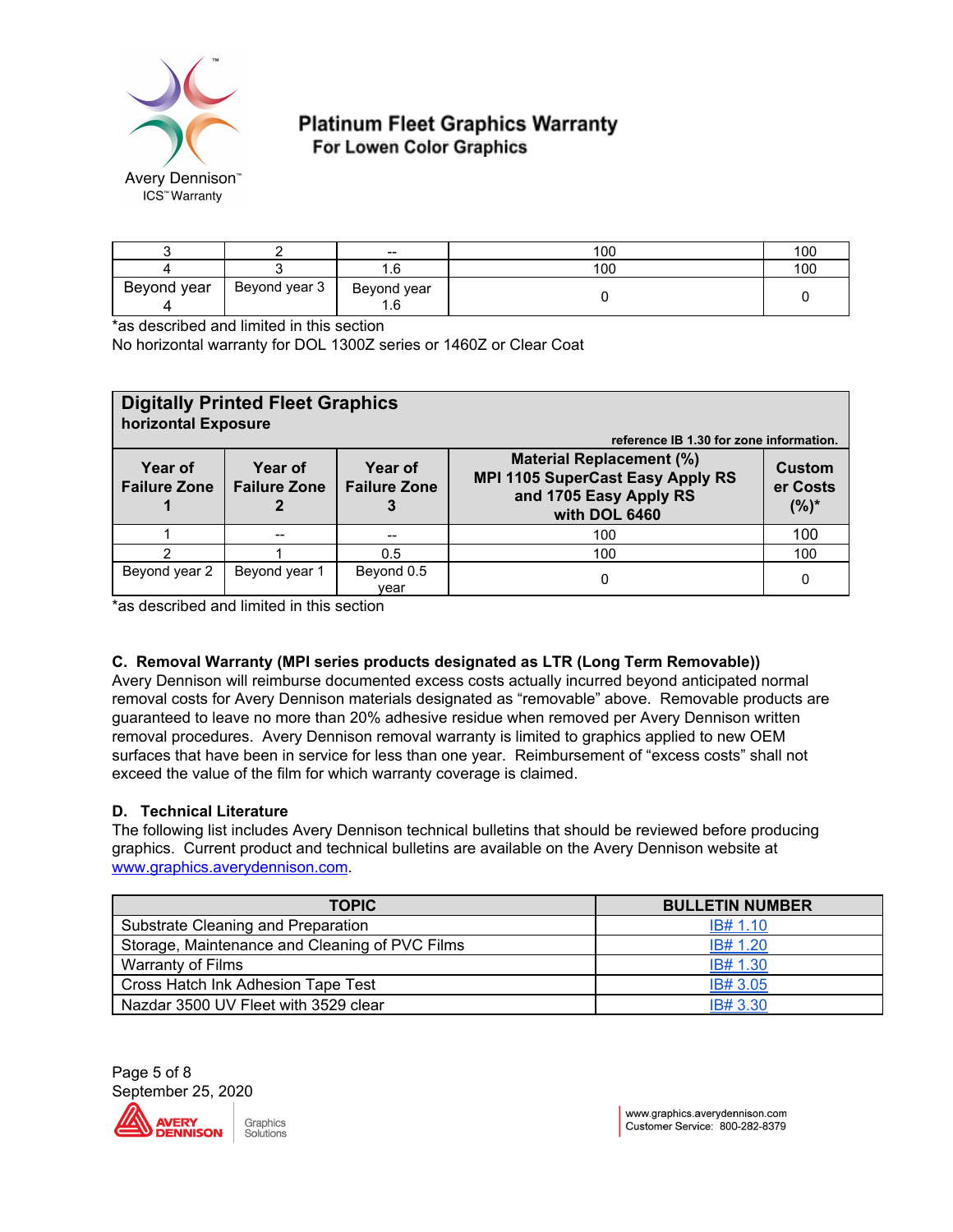| | | | | |
|---|---|---|---|---|
| 3 | 2 | -- | 100 | 100 |
| 4 | 3 | 1.6 | 100 | 100 |
| Beyond year 4 | Beyond year 3 | Beyond year 1.6 | 0 | 0 |

*as described and limited in this section
No horizontal warranty for DOL 1300Z series or 1460Z or Clear Coat

**Digitally Printed Fleet Graphics**
**horizontal Exposure**

**reference IB 1.30 for zone information.**

| Year of Failure Zone 1 | Year of Failure Zone 2 | Year of Failure Zone 3 | Material Replacement (%) MPI 1105 SuperCast Easy Apply RS and 1705 Easy Apply RS with DOL 6460 | Customer Costs (%)* |
|---|---|---|---|---|
| 1 | -- | -- | 100 | 100 |
| 2 | 1 | 0.5 | 100 | 100 |
| Beyond year 2 | Beyond year 1 | Beyond 0.5 year | 0 | 0 |

*as described and limited in this section

### C. Removal Warranty (MPI series products designated as LTR (Long Term Removable))

Avery Dennison will reimburse documented excess costs actually incurred beyond anticipated normal removal costs for Avery Dennison materials designated as "removable" above. Removable products are guaranteed to leave no more than 20% adhesive residue when removed per Avery Dennison written removal procedures. Avery Dennison removal warranty is limited to graphics applied to new OEM surfaces that have been in service for less than one year. Reimbursement of "excess costs" shall not exceed the value of the film for which warranty coverage is claimed.

### D. Technical Literature

The following list includes Avery Dennison technical bulletins that should be reviewed before producing graphics. Current product and technical bulletins are available on the Avery Dennison website at www.graphics.averydennison.com.

| TOPIC | BULLETIN NUMBER |
|---|---|
| Substrate Cleaning and Preparation | IB# 1.10 |
| Storage, Maintenance and Cleaning of PVC Films | IB# 1.20 |
| Warranty of Films | IB# 1.30 |
| Cross Hatch Ink Adhesion Tape Test | IB# 3.05 |
| Nazdar 3500 UV Fleet with 3529 clear | IB# 3.30 |

September 25, 2020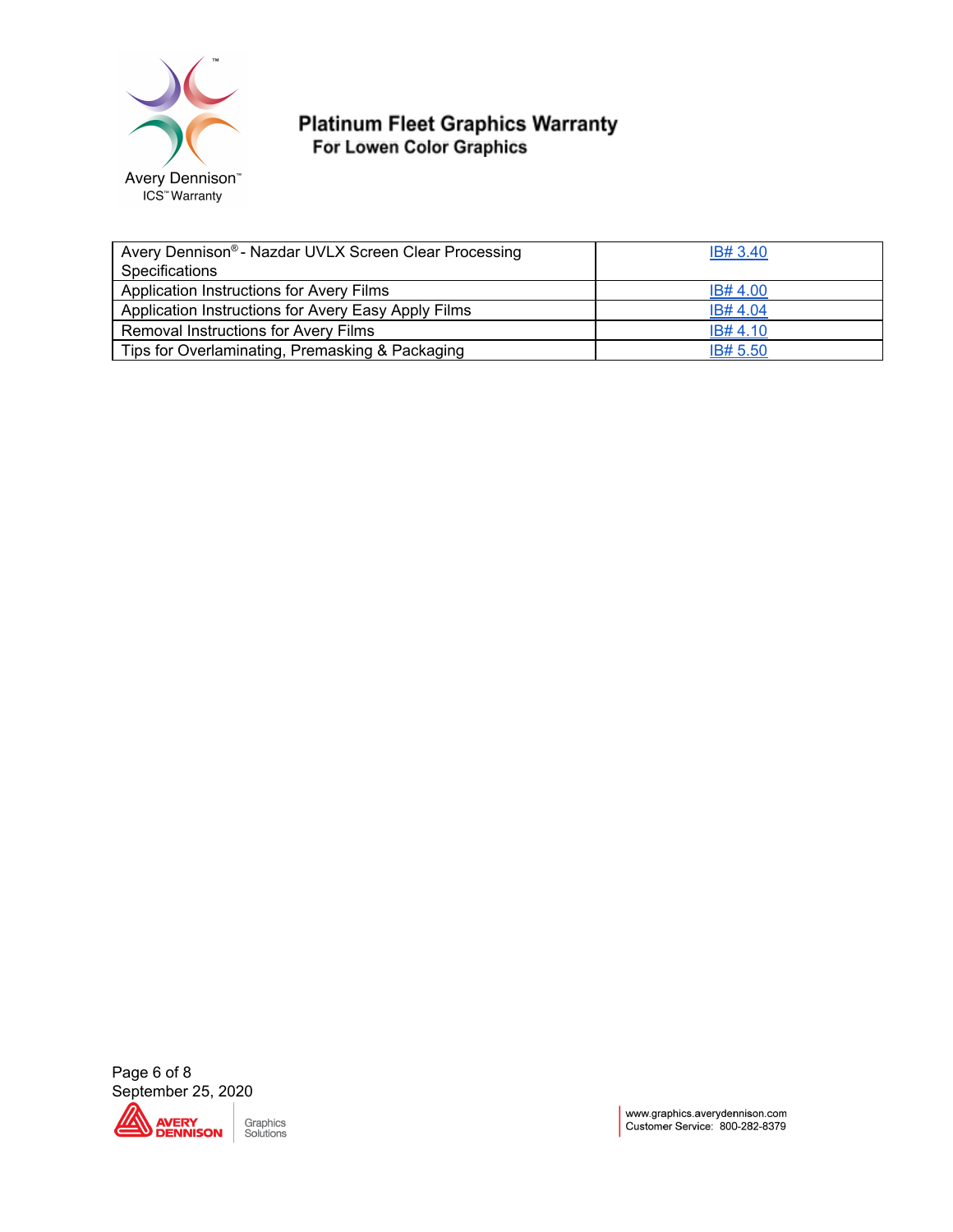# Platinum Fleet Graphics Warranty

## For Lowen Color Graphics

| | |
|---|---|
| Avery Dennison® - Nazdar UVLX Screen Clear Processing Specifications | IB# 3.40 |
| Application Instructions for Avery Films | IB# 4.00 |
| Application Instructions for Avery Easy Apply Films | IB# 4.04 |
| Removal Instructions for Avery Films | IB# 4.10 |
| Tips for Overlaminating, Premasking & Packaging | IB# 5.50 |

September 25, 2020

www.graphics.averydennison.com
Customer Service: 800-282-8379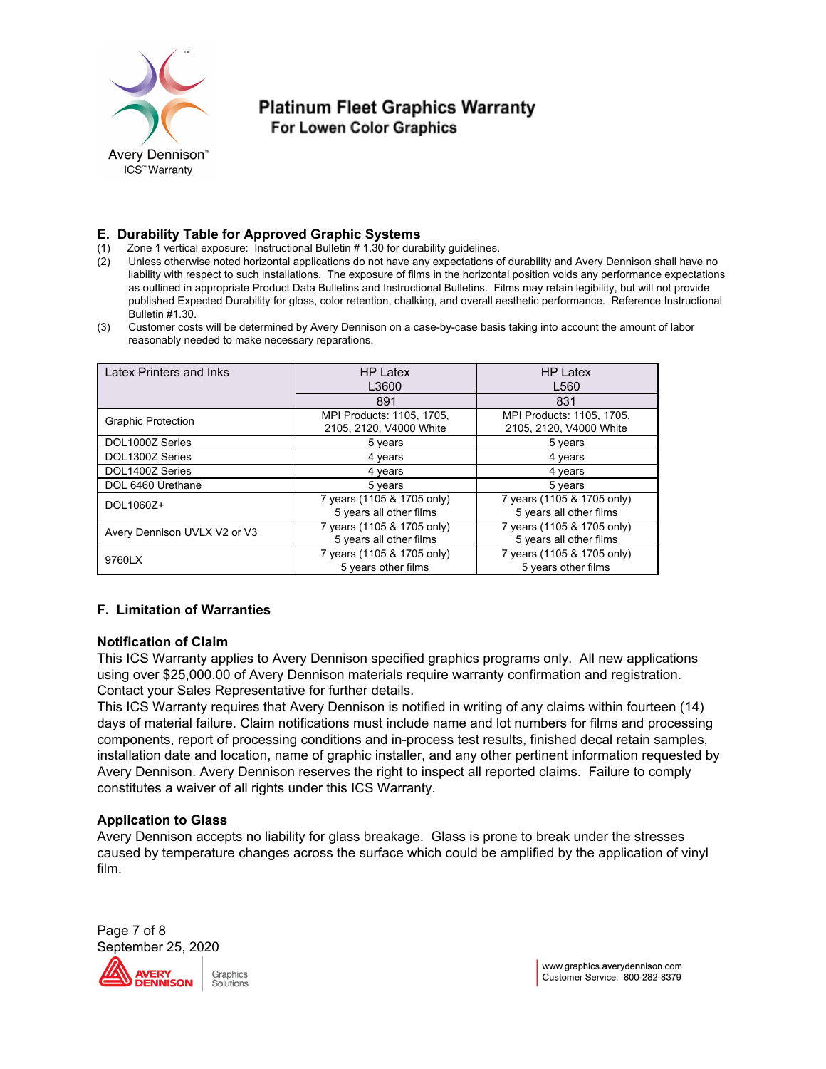## E. Durability Table for Approved Graphic Systems

(1) Zone 1 vertical exposure: Instructional Bulletin # 1.30 for durability guidelines.

(2) Unless otherwise noted horizontal applications do not have any expectations of durability and Avery Dennison shall have no liability with respect to such installations. The exposure of films in the horizontal position voids any performance expectations as outlined in appropriate Product Data Bulletins and Instructional Bulletins. Films may retain legibility, but will not provide published Expected Durability for gloss, color retention, chalking, and overall aesthetic performance. Reference Instructional Bulletin #1.30.

(3) Customer costs will be determined by Avery Dennison on a case-by-case basis taking into account the amount of labor reasonably needed to make necessary reparations.

| Latex Printers and Inks | HP Latex L3600 | HP Latex L560 |
|---|---|---|
| | 891 | 831 |
| Graphic Protection | MPI Products: 1105, 1705, 2105, 2120, V4000 White | MPI Products: 1105, 1705, 2105, 2120, V4000 White |
| DOL1000Z Series | 5 years | 5 years |
| DOL1300Z Series | 4 years | 4 years |
| DOL1400Z Series | 4 years | 4 years |
| DOL 6460 Urethane | 5 years | 5 years |
| DOL1060Z+ | 7 years (1105 & 1705 only) 5 years all other films | 7 years (1105 & 1705 only) 5 years all other films |
| Avery Dennison UVLX V2 or V3 | 7 years (1105 & 1705 only) 5 years all other films | 7 years (1105 & 1705 only) 5 years all other films |
| 9760LX | 7 years (1105 & 1705 only) 5 years other films | 7 years (1105 & 1705 only) 5 years other films |

## F. Limitation of Warranties

### Notification of Claim

This ICS Warranty applies to Avery Dennison specified graphics programs only. All new applications using over $25,000.00 of Avery Dennison materials require warranty confirmation and registration. Contact your Sales Representative for further details.

This ICS Warranty requires that Avery Dennison is notified in writing of any claims within fourteen (14) days of material failure. Claim notifications must include name and lot numbers for films and processing components, report of processing conditions and in-process test results, finished decal retain samples, installation date and location, name of graphic installer, and any other pertinent information requested by Avery Dennison. Avery Dennison reserves the right to inspect all reported claims. Failure to comply constitutes a waiver of all rights under this ICS Warranty.

### Application to Glass

Avery Dennison accepts no liability for glass breakage. Glass is prone to break under the stresses caused by temperature changes across the surface which could be amplified by the application of vinyl film.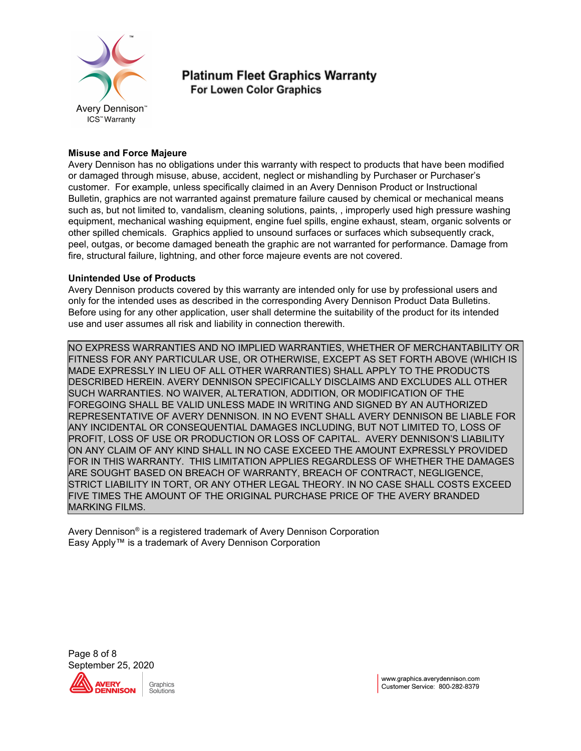# Platinum Fleet Graphics Warranty

## For Lowen Color Graphics

### Misuse and Force Majeure

Avery Dennison has no obligations under this warranty with respect to products that have been modified or damaged through misuse, abuse, accident, neglect or mishandling by Purchaser or Purchaser's customer. For example, unless specifically claimed in an Avery Dennison Product or Instructional Bulletin, graphics are not warranted against premature failure caused by chemical or mechanical means such as, but not limited to, vandalism, cleaning solutions, paints, , improperly used high pressure washing equipment, mechanical washing equipment, engine fuel spills, engine exhaust, steam, organic solvents or other spilled chemicals. Graphics applied to unsound surfaces or surfaces which subsequently crack, peel, outgas, or become damaged beneath the graphic are not warranted for performance. Damage from fire, structural failure, lightning, and other force majeure events are not covered.

### Unintended Use of Products

Avery Dennison products covered by this warranty are intended only for use by professional users and only for the intended uses as described in the corresponding Avery Dennison Product Data Bulletins. Before using for any other application, user shall determine the suitability of the product for its intended use and user assumes all risk and liability in connection therewith.

NO EXPRESS WARRANTIES AND NO IMPLIED WARRANTIES, WHETHER OF MERCHANTABILITY OR FITNESS FOR ANY PARTICULAR USE, OR OTHERWISE, EXCEPT AS SET FORTH ABOVE (WHICH IS MADE EXPRESSLY IN LIEU OF ALL OTHER WARRANTIES) SHALL APPLY TO THE PRODUCTS DESCRIBED HEREIN. AVERY DENNISON SPECIFICALLY DISCLAIMS AND EXCLUDES ALL OTHER SUCH WARRANTIES. NO WAIVER, ALTERATION, ADDITION, OR MODIFICATION OF THE FOREGOING SHALL BE VALID UNLESS MADE IN WRITING AND SIGNED BY AN AUTHORIZED REPRESENTATIVE OF AVERY DENNISON. IN NO EVENT SHALL AVERY DENNISON BE LIABLE FOR ANY INCIDENTAL OR CONSEQUENTIAL DAMAGES INCLUDING, BUT NOT LIMITED TO, LOSS OF PROFIT, LOSS OF USE OR PRODUCTION OR LOSS OF CAPITAL. AVERY DENNISON'S LIABILITY ON ANY CLAIM OF ANY KIND SHALL IN NO CASE EXCEED THE AMOUNT EXPRESSLY PROVIDED FOR IN THIS WARRANTY. THIS LIMITATION APPLIES REGARDLESS OF WHETHER THE DAMAGES ARE SOUGHT BASED ON BREACH OF WARRANTY, BREACH OF CONTRACT, NEGLIGENCE, STRICT LIABILITY IN TORT, OR ANY OTHER LEGAL THEORY. IN NO CASE SHALL COSTS EXCEED FIVE TIMES THE AMOUNT OF THE ORIGINAL PURCHASE PRICE OF THE AVERY BRANDED MARKING FILMS.

Avery Dennison® is a registered trademark of Avery Dennison Corporation
Easy Apply™ is a trademark of Avery Dennison Corporation

September 25, 2020

www.graphics.averydennison.com
Customer Service: 800-282-8379